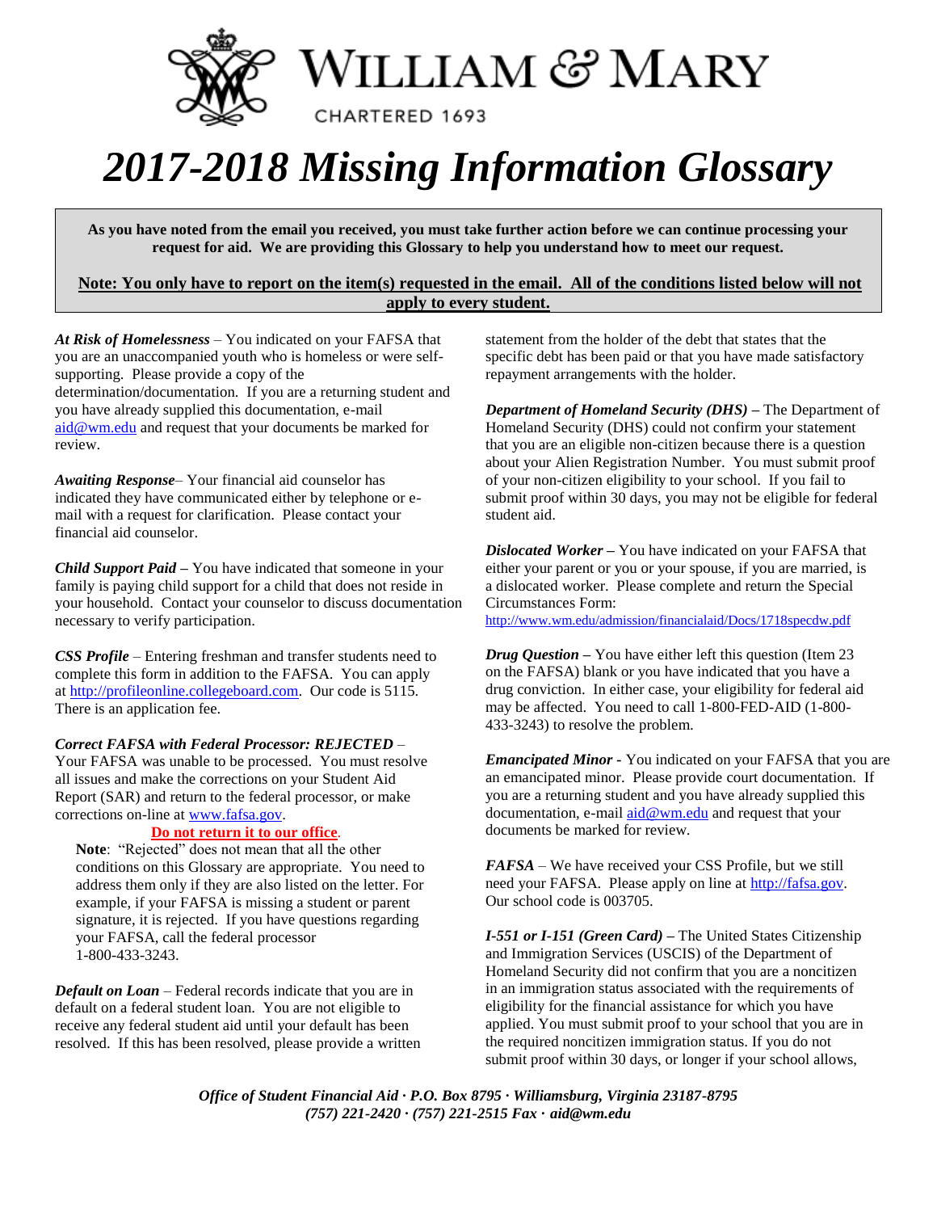# WILLIAM & MARY

CHARTERED 1693

# *2017-2018 Missing Information Glossary*

**As you have noted from the email you received, you must take further action before we can continue processing your request for aid. We are providing this Glossary to help you understand how to meet our request.**

**Note: You only have to report on the item(s) requested in the email. All of the conditions listed below will not apply to every student.**

***At Risk of Homelessness*** – You indicated on your FAFSA that you are an unaccompanied youth who is homeless or were self-supporting. Please provide a copy of the determination/documentation. If you are a returning student and you have already supplied this documentation, e-mail aid@wm.edu and request that your documents be marked for review.

***Awaiting Response***– Your financial aid counselor has indicated they have communicated either by telephone or e-mail with a request for clarification. Please contact your financial aid counselor.

***Child Support Paid*** **–** You have indicated that someone in your family is paying child support for a child that does not reside in your household. Contact your counselor to discuss documentation necessary to verify participation.

***CSS Profile*** – Entering freshman and transfer students need to complete this form in addition to the FAFSA. You can apply at http://profileonline.collegeboard.com. Our code is 5115. There is an application fee.

***Correct FAFSA with Federal Processor: REJECTED*** – Your FAFSA was unable to be processed. You must resolve all issues and make the corrections on your Student Aid Report (SAR) and return to the federal processor, or make corrections on-line at www.fafsa.gov.

**Do not return it to our office**.

**Note**: "Rejected" does not mean that all the other conditions on this Glossary are appropriate. You need to address them only if they are also listed on the letter. For example, if your FAFSA is missing a student or parent signature, it is rejected. If you have questions regarding your FAFSA, call the federal processor 1-800-433-3243.

***Default on Loan*** – Federal records indicate that you are in default on a federal student loan. You are not eligible to receive any federal student aid until your default has been resolved. If this has been resolved, please provide a written statement from the holder of the debt that states that the specific debt has been paid or that you have made satisfactory repayment arrangements with the holder.

***Department of Homeland Security (DHS)*** **–** The Department of Homeland Security (DHS) could not confirm your statement that you are an eligible non-citizen because there is a question about your Alien Registration Number. You must submit proof of your non-citizen eligibility to your school. If you fail to submit proof within 30 days, you may not be eligible for federal student aid.

***Dislocated Worker*** **–** You have indicated on your FAFSA that either your parent or you or your spouse, if you are married, is a dislocated worker. Please complete and return the Special Circumstances Form: http://www.wm.edu/admission/financialaid/Docs/1718specdw.pdf

***Drug Question*** **–** You have either left this question (Item 23 on the FAFSA) blank or you have indicated that you have a drug conviction. In either case, your eligibility for federal aid may be affected. You need to call 1-800-FED-AID (1-800-433-3243) to resolve the problem.

***Emancipated Minor*** **-** You indicated on your FAFSA that you are an emancipated minor. Please provide court documentation. If you are a returning student and you have already supplied this documentation, e-mail aid@wm.edu and request that your documents be marked for review.

***FAFSA*** – We have received your CSS Profile, but we still need your FAFSA. Please apply on line at http://fafsa.gov. Our school code is 003705.

***I-551 or I-151 (Green Card)*** **–** The United States Citizenship and Immigration Services (USCIS) of the Department of Homeland Security did not confirm that you are a noncitizen in an immigration status associated with the requirements of eligibility for the financial assistance for which you have applied. You must submit proof to your school that you are in the required noncitizen immigration status. If you do not submit proof within 30 days, or longer if your school allows,

*Office of Student Financial Aid · P.O. Box 8795 · Williamsburg, Virginia 23187-8795*
*(757) 221-2420 · (757) 221-2515 Fax · aid@wm.edu*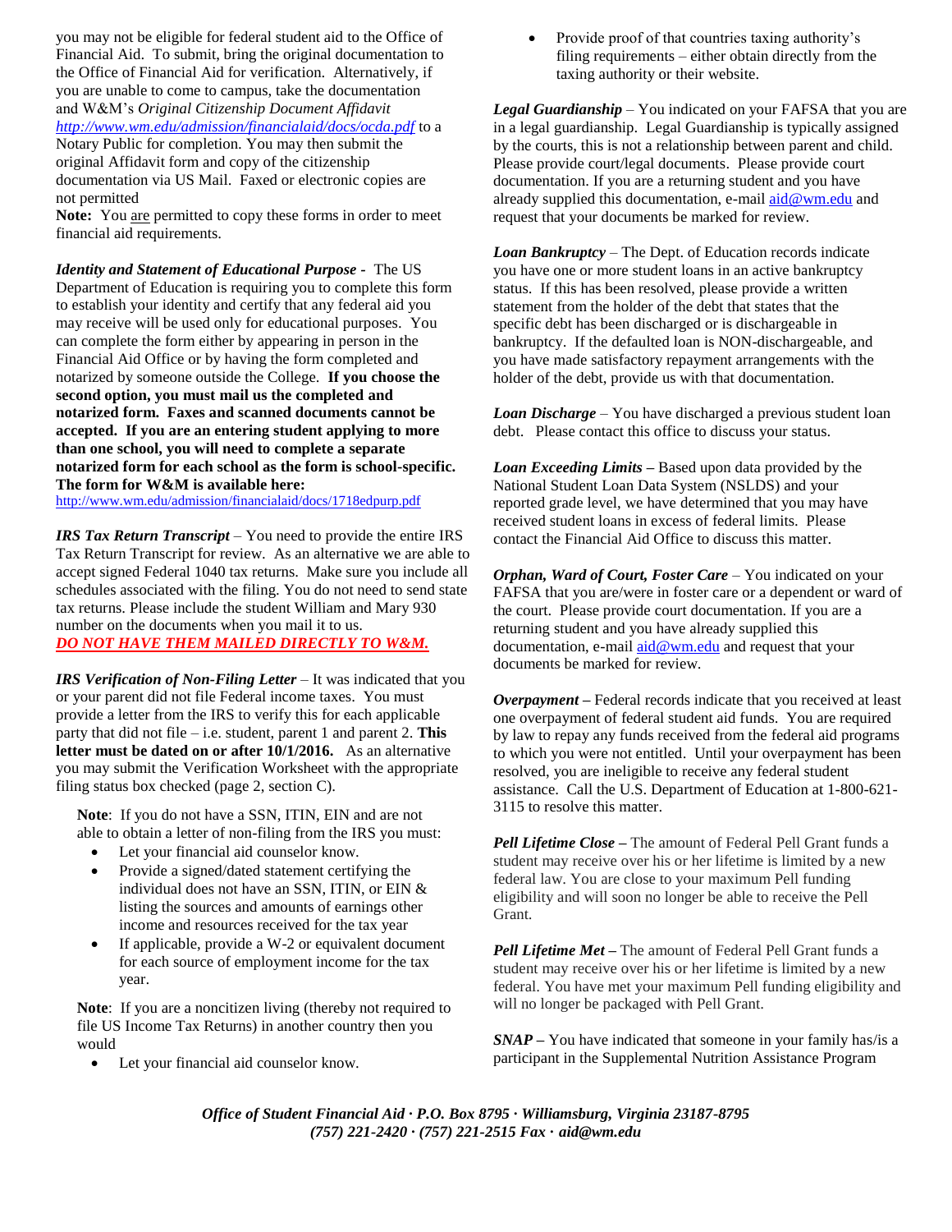you may not be eligible for federal student aid to the Office of Financial Aid. To submit, bring the original documentation to the Office of Financial Aid for verification. Alternatively, if you are unable to come to campus, take the documentation and W&M's *Original Citizenship Document Affidavit* *http://www.wm.edu/admission/financialaid/docs/ocda.pdf* to a Notary Public for completion. You may then submit the original Affidavit form and copy of the citizenship documentation via US Mail. Faxed or electronic copies are not permitted

**Note:** You are permitted to copy these forms in order to meet financial aid requirements.

***Identity and Statement of Educational Purpose -*** The US Department of Education is requiring you to complete this form to establish your identity and certify that any federal aid you may receive will be used only for educational purposes. You can complete the form either by appearing in person in the Financial Aid Office or by having the form completed and notarized by someone outside the College. **If you choose the second option, you must mail us the completed and notarized form. Faxes and scanned documents cannot be accepted. If you are an entering student applying to more than one school, you will need to complete a separate notarized form for each school as the form is school-specific. The form for W&M is available here:** http://www.wm.edu/admission/financialaid/docs/1718edpurp.pdf

***IRS Tax Return Transcript*** – You need to provide the entire IRS Tax Return Transcript for review. As an alternative we are able to accept signed Federal 1040 tax returns. Make sure you include all schedules associated with the filing. You do not need to send state tax returns. Please include the student William and Mary 930 number on the documents when you mail it to us.
***DO NOT HAVE THEM MAILED DIRECTLY TO W&M.***

***IRS Verification of Non-Filing Letter*** – It was indicated that you or your parent did not file Federal income taxes. You must provide a letter from the IRS to verify this for each applicable party that did not file – i.e. student, parent 1 and parent 2. **This letter must be dated on or after 10/1/2016.** As an alternative you may submit the Verification Worksheet with the appropriate filing status box checked (page 2, section C).

**Note**: If you do not have a SSN, ITIN, EIN and are not able to obtain a letter of non-filing from the IRS you must:

- Let your financial aid counselor know.
- Provide a signed/dated statement certifying the individual does not have an SSN, ITIN, or EIN & listing the sources and amounts of earnings other income and resources received for the tax year
- If applicable, provide a W-2 or equivalent document for each source of employment income for the tax year.

**Note**: If you are a noncitizen living (thereby not required to file US Income Tax Returns) in another country then you would

- Let your financial aid counselor know.
- Provide proof of that countries taxing authority's filing requirements – either obtain directly from the taxing authority or their website.

***Legal Guardianship*** – You indicated on your FAFSA that you are in a legal guardianship. Legal Guardianship is typically assigned by the courts, this is not a relationship between parent and child. Please provide court/legal documents. Please provide court documentation. If you are a returning student and you have already supplied this documentation, e-mail aid@wm.edu and request that your documents be marked for review.

***Loan Bankruptcy*** – The Dept. of Education records indicate you have one or more student loans in an active bankruptcy status. If this has been resolved, please provide a written statement from the holder of the debt that states that the specific debt has been discharged or is dischargeable in bankruptcy. If the defaulted loan is NON-dischargeable, and you have made satisfactory repayment arrangements with the holder of the debt, provide us with that documentation.

***Loan Discharge*** – You have discharged a previous student loan debt. Please contact this office to discuss your status.

***Loan Exceeding Limits*** **–** Based upon data provided by the National Student Loan Data System (NSLDS) and your reported grade level, we have determined that you may have received student loans in excess of federal limits. Please contact the Financial Aid Office to discuss this matter.

***Orphan, Ward of Court, Foster Care*** – You indicated on your FAFSA that you are/were in foster care or a dependent or ward of the court. Please provide court documentation. If you are a returning student and you have already supplied this documentation, e-mail aid@wm.edu and request that your documents be marked for review.

***Overpayment*** **–** Federal records indicate that you received at least one overpayment of federal student aid funds. You are required by law to repay any funds received from the federal aid programs to which you were not entitled. Until your overpayment has been resolved, you are ineligible to receive any federal student assistance. Call the U.S. Department of Education at 1-800-621-3115 to resolve this matter.

***Pell Lifetime Close*** **–** The amount of Federal Pell Grant funds a student may receive over his or her lifetime is limited by a new federal law. You are close to your maximum Pell funding eligibility and will soon no longer be able to receive the Pell Grant.

***Pell Lifetime Met*** **–** The amount of Federal Pell Grant funds a student may receive over his or her lifetime is limited by a new federal. You have met your maximum Pell funding eligibility and will no longer be packaged with Pell Grant.

***SNAP*** **–** You have indicated that someone in your family has/is a participant in the Supplemental Nutrition Assistance Program

***Office of Student Financial Aid · P.O. Box 8795 · Williamsburg, Virginia 23187-8795***
***(757) 221-2420 · (757) 221-2515 Fax · aid@wm.edu***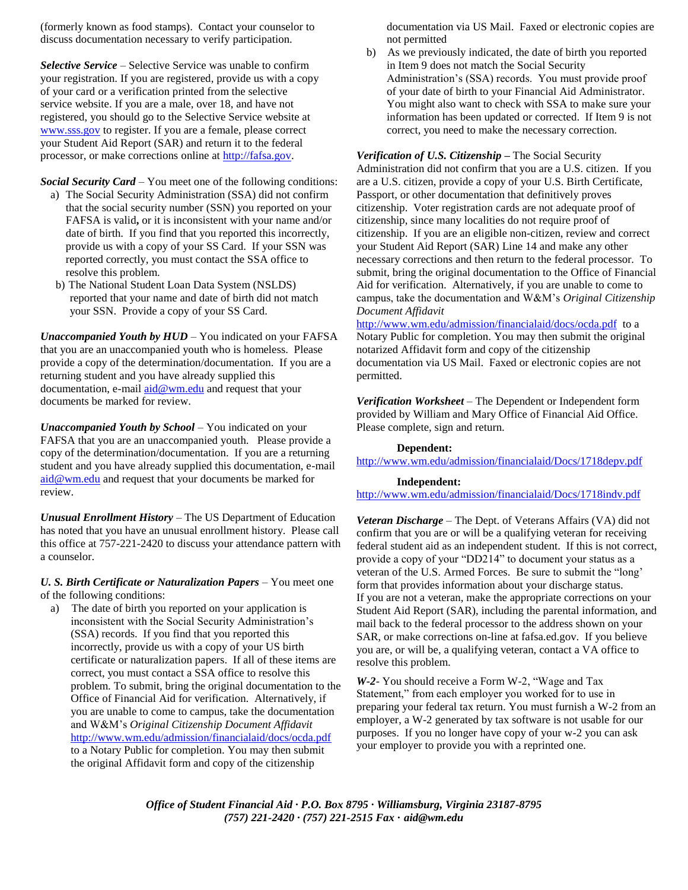(formerly known as food stamps). Contact your counselor to discuss documentation necessary to verify participation.

***Selective Service*** – Selective Service was unable to confirm your registration. If you are registered, provide us with a copy of your card or a verification printed from the selective service website. If you are a male, over 18, and have not registered, you should go to the Selective Service website at www.sss.gov to register. If you are a female, please correct your Student Aid Report (SAR) and return it to the federal processor, or make corrections online at http://fafsa.gov.

***Social Security Card*** – You meet one of the following conditions:

a) The Social Security Administration (SSA) did not confirm that the social security number (SSN) you reported on your FAFSA is valid**,** or it is inconsistent with your name and/or date of birth. If you find that you reported this incorrectly, provide us with a copy of your SS Card. If your SSN was reported correctly, you must contact the SSA office to resolve this problem.

b) The National Student Loan Data System (NSLDS) reported that your name and date of birth did not match your SSN. Provide a copy of your SS Card.

***Unaccompanied Youth by HUD*** – You indicated on your FAFSA that you are an unaccompanied youth who is homeless. Please provide a copy of the determination/documentation. If you are a returning student and you have already supplied this documentation, e-mail aid@wm.edu and request that your documents be marked for review.

***Unaccompanied Youth by School*** – You indicated on your FAFSA that you are an unaccompanied youth. Please provide a copy of the determination/documentation. If you are a returning student and you have already supplied this documentation, e-mail aid@wm.edu and request that your documents be marked for review.

***Unusual Enrollment History*** – The US Department of Education has noted that you have an unusual enrollment history. Please call this office at 757-221-2420 to discuss your attendance pattern with a counselor.

***U. S. Birth Certificate or Naturalization Papers*** – You meet one of the following conditions:

a) The date of birth you reported on your application is inconsistent with the Social Security Administration's (SSA) records. If you find that you reported this incorrectly, provide us with a copy of your US birth certificate or naturalization papers. If all of these items are correct, you must contact a SSA office to resolve this problem. To submit, bring the original documentation to the Office of Financial Aid for verification. Alternatively, if you are unable to come to campus, take the documentation and W&M's *Original Citizenship Document Affidavit* http://www.wm.edu/admission/financialaid/docs/ocda.pdf to a Notary Public for completion. You may then submit the original Affidavit form and copy of the citizenship documentation via US Mail. Faxed or electronic copies are not permitted

b) As we previously indicated, the date of birth you reported in Item 9 does not match the Social Security Administration's (SSA) records. You must provide proof of your date of birth to your Financial Aid Administrator. You might also want to check with SSA to make sure your information has been updated or corrected. If Item 9 is not correct, you need to make the necessary correction.

***Verification of U.S. Citizenship*** **–** The Social Security Administration did not confirm that you are a U.S. citizen. If you are a U.S. citizen, provide a copy of your U.S. Birth Certificate, Passport, or other documentation that definitively proves citizenship. Voter registration cards are not adequate proof of citizenship, since many localities do not require proof of citizenship. If you are an eligible non-citizen, review and correct your Student Aid Report (SAR) Line 14 and make any other necessary corrections and then return to the federal processor. To submit, bring the original documentation to the Office of Financial Aid for verification. Alternatively, if you are unable to come to campus, take the documentation and W&M's *Original Citizenship Document Affidavit* http://www.wm.edu/admission/financialaid/docs/ocda.pdf to a Notary Public for completion. You may then submit the original notarized Affidavit form and copy of the citizenship documentation via US Mail. Faxed or electronic copies are not permitted.

***Verification Worksheet*** – The Dependent or Independent form provided by William and Mary Office of Financial Aid Office. Please complete, sign and return.

**Dependent:**
http://www.wm.edu/admission/financialaid/Docs/1718depv.pdf

**Independent:**
http://www.wm.edu/admission/financialaid/Docs/1718indv.pdf

***Veteran Discharge*** – The Dept. of Veterans Affairs (VA) did not confirm that you are or will be a qualifying veteran for receiving federal student aid as an independent student. If this is not correct, provide a copy of your "DD214" to document your status as a veteran of the U.S. Armed Forces. Be sure to submit the "long" form that provides information about your discharge status. If you are not a veteran, make the appropriate corrections on your Student Aid Report (SAR), including the parental information, and mail back to the federal processor to the address shown on your SAR, or make corrections on-line at fafsa.ed.gov. If you believe you are, or will be, a qualifying veteran, contact a VA office to resolve this problem.

***W-2***- You should receive a Form W-2, "Wage and Tax Statement," from each employer you worked for to use in preparing your federal tax return. You must furnish a W-2 from an employer, a W-2 generated by tax software is not usable for our purposes. If you no longer have copy of your w-2 you can ask your employer to provide you with a reprinted one.

***Office of Student Financial Aid · P.O. Box 8795 · Williamsburg, Virginia 23187-8795***
***(757) 221-2420 · (757) 221-2515 Fax · aid@wm.edu***